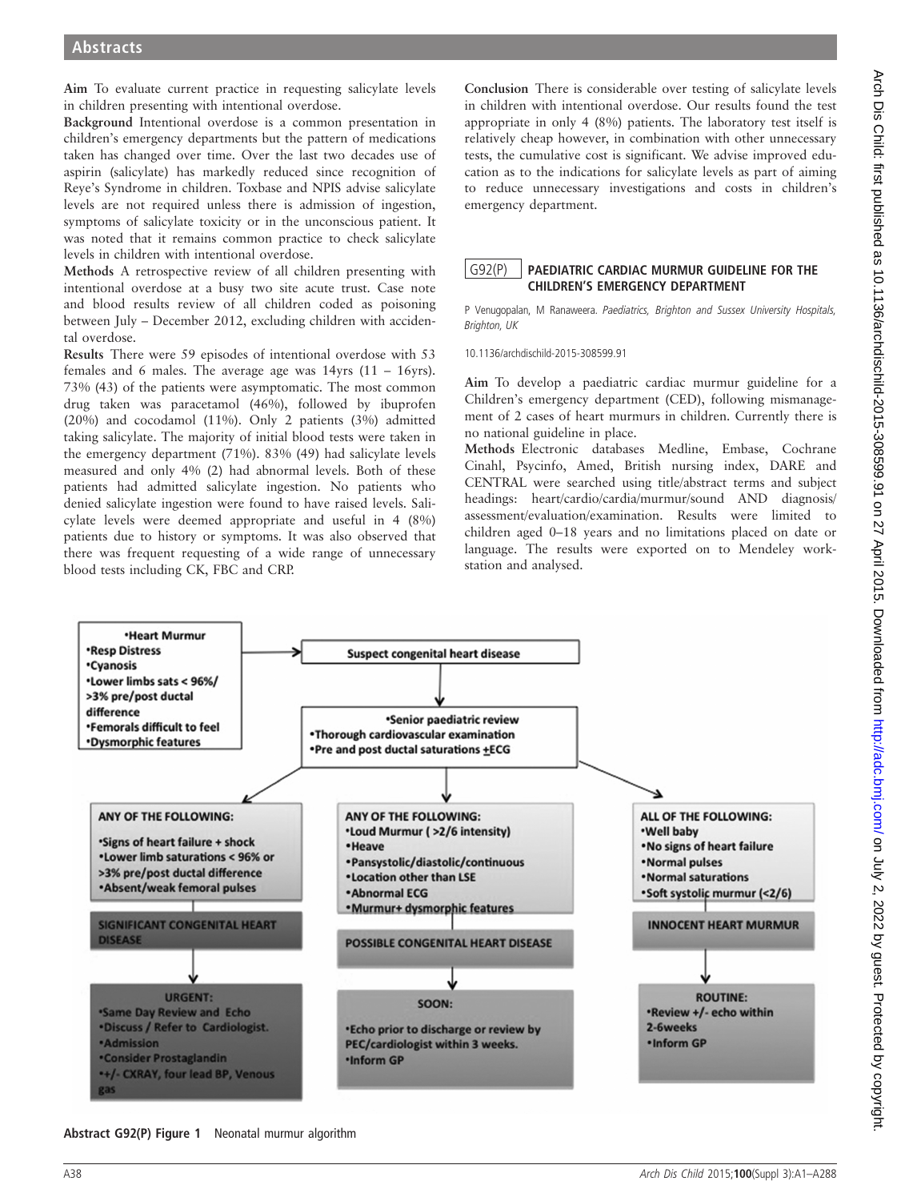**Aim** To evaluate current practice in requesting salicylate levels in children presenting with intentional overdose.

**Background** Intentional overdose is a common presentation in children's emergency departments but the pattern of medications taken has changed over time. Over the last two decades use of aspirin (salicylate) has markedly reduced since recognition of Reye's Syndrome in children. Toxbase and NPIS advise salicylate levels are not required unless there is admission of ingestion, symptoms of salicylate toxicity or in the unconscious patient. It was noted that it remains common practice to check salicylate levels in children with intentional overdose.

**Methods** A retrospective review of all children presenting with intentional overdose at a busy two site acute trust. Case note and blood results review of all children coded as poisoning between July – December 2012, excluding children with accidental overdose.

**Results** There were 59 episodes of intentional overdose with 53 females and 6 males. The average age was 14yrs (11 – 16yrs). 73% (43) of the patients were asymptomatic. The most common drug taken was paracetamol (46%), followed by ibuprofen (20%) and cocodamol (11%). Only 2 patients (3%) admitted taking salicylate. The majority of initial blood tests were taken in the emergency department (71%). 83% (49) had salicylate levels measured and only 4% (2) had abnormal levels. Both of these patients had admitted salicylate ingestion. No patients who denied salicylate ingestion were found to have raised levels. Salicylate levels were deemed appropriate and useful in 4 (8%) patients due to history or symptoms. It was also observed that there was frequent requesting of a wide range of unnecessary blood tests including CK, FBC and CRP.

**Conclusion** There is considerable over testing of salicylate levels in children with intentional overdose. Our results found the test appropriate in only 4 (8%) patients. The laboratory test itself is relatively cheap however, in combination with other unnecessary tests, the cumulative cost is significant. We advise improved education as to the indications for salicylate levels as part of aiming to reduce unnecessary investigations and costs in children's emergency department.

## G92(P) PAEDIATRIC CARDIAC MURMUR GUIDELINE FOR THE CHILDREN'S EMERGENCY DEPARTMENT

P Venugopalan, M Ranaweera. *Paediatrics, Brighton and Sussex University Hospitals, Brighton, UK*

10.1136/archdischild-2015-308599.91

**Aim** To develop a paediatric cardiac murmur guideline for a Children's emergency department (CED), following mismanagement of 2 cases of heart murmurs in children. Currently there is no national guideline in place.

**Methods** Electronic databases Medline, Embase, Cochrane Cinahl, Psycinfo, Amed, British nursing index, DARE and CENTRAL were searched using title/abstract terms and subject headings: heart/cardio/cardia/murmur/sound AND diagnosis/assessment/evaluation/examination. Results were limited to children aged 0–18 years and no limitations placed on date or language. The results were exported on to Mendeley workstation and analysed.

- Heart Murmur
- Resp Distress
- Cyanosis
- Lower limbs sats < 96%/ >3% pre/post ductal difference
- Femorals difficult to feel
- Dysmorphic features

→ **Suspect congenital heart disease**

- Senior paediatric review
- Thorough cardiovascular examination
- Pre and post ductal saturations ±ECG

**ANY OF THE FOLLOWING:**
- Signs of heart failure + shock
- Lower limb saturations < 96% or >3% pre/post ductal difference
- Absent/weak femoral pulses

**SIGNIFICANT CONGENITAL HEART DISEASE**

**URGENT:**
- Same Day Review and Echo
- Discuss / Refer to Cardiologist.
- Admission
- Consider Prostaglandin
- +/- CXRAY, four lead BP, Venous gas

**ANY OF THE FOLLOWING:**
- Loud Murmur ( >2/6 intensity)
- Heave
- Pansystolic/diastolic/continuous
- Location other than LSE
- Abnormal ECG
- Murmur+ dysmorphic features

**POSSIBLE CONGENITAL HEART DISEASE**

**SOON:**
- Echo prior to discharge or review by PEC/cardiologist within 3 weeks.
- Inform GP

**ALL OF THE FOLLOWING:**
- Well baby
- No signs of heart failure
- Normal pulses
- Normal saturations
- Soft systolic murmur (<2/6)

**INNOCENT HEART MURMUR**

**ROUTINE:**
- Review +/- echo within 2-6weeks
- Inform GP

**Abstract G92(P) Figure 1** Neonatal murmur algorithm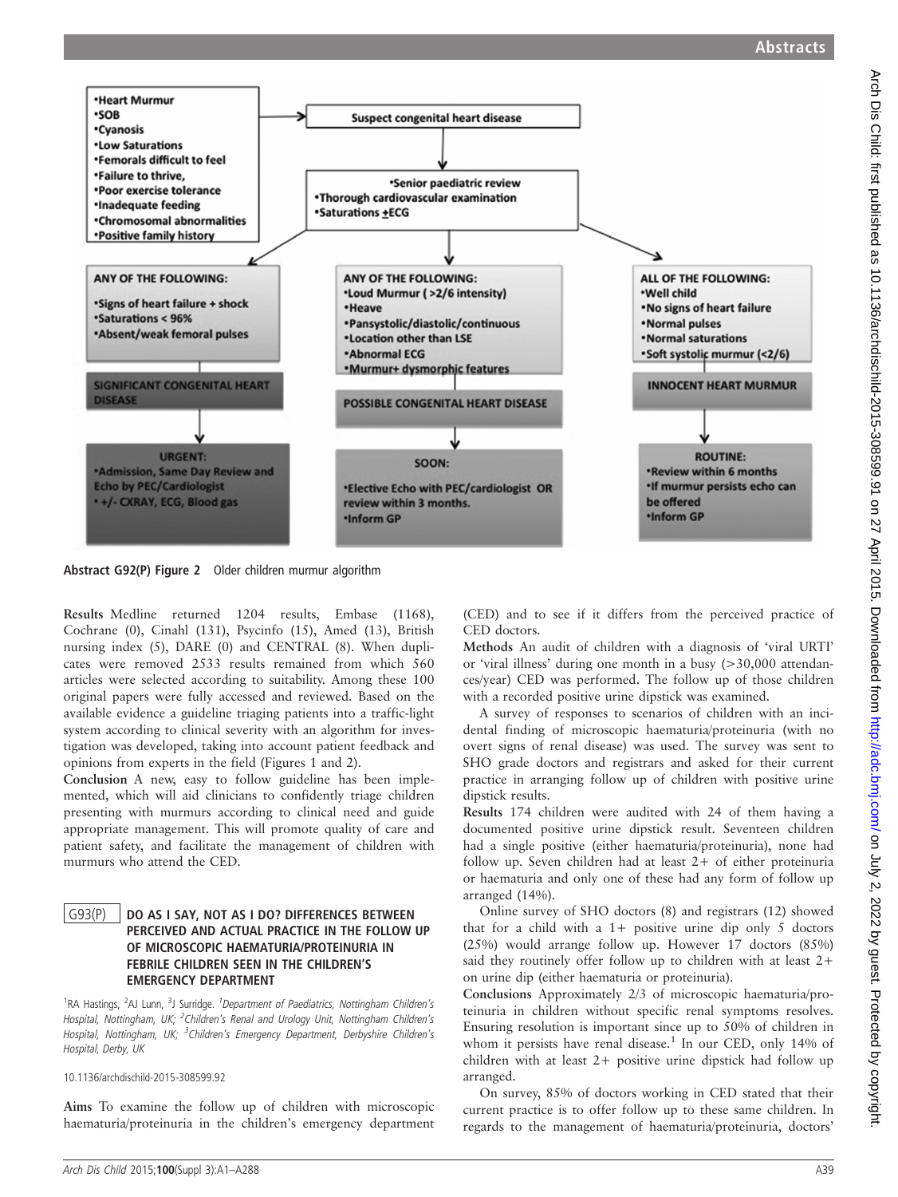•Heart Murmur
•SOB
•Cyanosis
•Low Saturations
•Femorals difficult to feel
•Failure to thrive,
•Poor exercise tolerance
•Inadequate feeding
•Chromosomal abnormalities
•Positive family history

Suspect congenital heart disease

•Senior paediatric review
•Thorough cardiovascular examination
•Saturations ±ECG

ANY OF THE FOLLOWING:
•Signs of heart failure + shock
•Saturations < 96%
•Absent/weak femoral pulses

SIGNIFICANT CONGENITAL HEART DISEASE

URGENT:
•Admission, Same Day Review and Echo by PEC/Cardiologist
• +/- CXRAY, ECG, Blood gas

ANY OF THE FOLLOWING:
•Loud Murmur ( >2/6 intensity)
•Heave
•Pansystolic/diastolic/continuous
•Location other than LSE
•Abnormal ECG
•Murmur+ dysmorphic features

POSSIBLE CONGENITAL HEART DISEASE

SOON:
•Elective Echo with PEC/cardiologist OR review within 3 months.
•Inform GP

ALL OF THE FOLLOWING:
•Well child
•No signs of heart failure
•Normal pulses
•Normal saturations
•Soft systolic murmur (<2/6)

INNOCENT HEART MURMUR

ROUTINE:
•Review within 6 months
•If murmur persists echo can be offered
•Inform GP

**Abstract G92(P) Figure 2** Older children murmur algorithm

**Results** Medline returned 1204 results, Embase (1168), Cochrane (0), Cinahl (131), Psycinfo (15), Amed (13), British nursing index (5), DARE (0) and CENTRAL (8). When duplicates were removed 2533 results remained from which 560 articles were selected according to suitability. Among these 100 original papers were fully accessed and reviewed. Based on the available evidence a guideline triaging patients into a traffic-light system according to clinical severity with an algorithm for investigation was developed, taking into account patient feedback and opinions from experts in the field (Figures 1 and 2).

**Conclusion** A new, easy to follow guideline has been implemented, which will aid clinicians to confidently triage children presenting with murmurs according to clinical need and guide appropriate management. This will promote quality of care and patient safety, and facilitate the management of children with murmurs who attend the CED.

## G93(P) DO AS I SAY, NOT AS I DO? DIFFERENCES BETWEEN PERCEIVED AND ACTUAL PRACTICE IN THE FOLLOW UP OF MICROSCOPIC HAEMATURIA/PROTEINURIA IN FEBRILE CHILDREN SEEN IN THE CHILDREN'S EMERGENCY DEPARTMENT

[1]RA Hastings, [2]AJ Lunn, [3]J Surridge. [1]*Department of Paediatrics, Nottingham Children's Hospital, Nottingham, UK;* [2]*Children's Renal and Urology Unit, Nottingham Children's Hospital, Nottingham, UK;* [3]*Children's Emergency Department, Derbyshire Children's Hospital, Derby, UK*

10.1136/archdischild-2015-308599.92

**Aims** To examine the follow up of children with microscopic haematuria/proteinuria in the children's emergency department (CED) and to see if it differs from the perceived practice of CED doctors.

**Methods** An audit of children with a diagnosis of 'viral URTI' or 'viral illness' during one month in a busy (>30,000 attendances/year) CED was performed. The follow up of those children with a recorded positive urine dipstick was examined.

A survey of responses to scenarios of children with an incidental finding of microscopic haematuria/proteinuria (with no overt signs of renal disease) was used. The survey was sent to SHO grade doctors and registrars and asked for their current practice in arranging follow up of children with positive urine dipstick results.

**Results** 174 children were audited with 24 of them having a documented positive urine dipstick result. Seventeen children had a single positive (either haematuria/proteinuria), none had follow up. Seven children had at least 2+ of either proteinuria or haematuria and only one of these had any form of follow up arranged (14%).

Online survey of SHO doctors (8) and registrars (12) showed that for a child with a 1+ positive urine dip only 5 doctors (25%) would arrange follow up. However 17 doctors (85%) said they routinely offer follow up to children with at least 2+ on urine dip (either haematuria or proteinuria).

**Conclusions** Approximately 2/3 of microscopic haematuria/proteinuria in children without specific renal symptoms resolves. Ensuring resolution is important since up to 50% of children in whom it persists have renal disease.[1] In our CED, only 14% of children with at least 2+ positive urine dipstick had follow up arranged.

On survey, 85% of doctors working in CED stated that their current practice is to offer follow up to these same children. In regards to the management of haematuria/proteinuria, doctors'